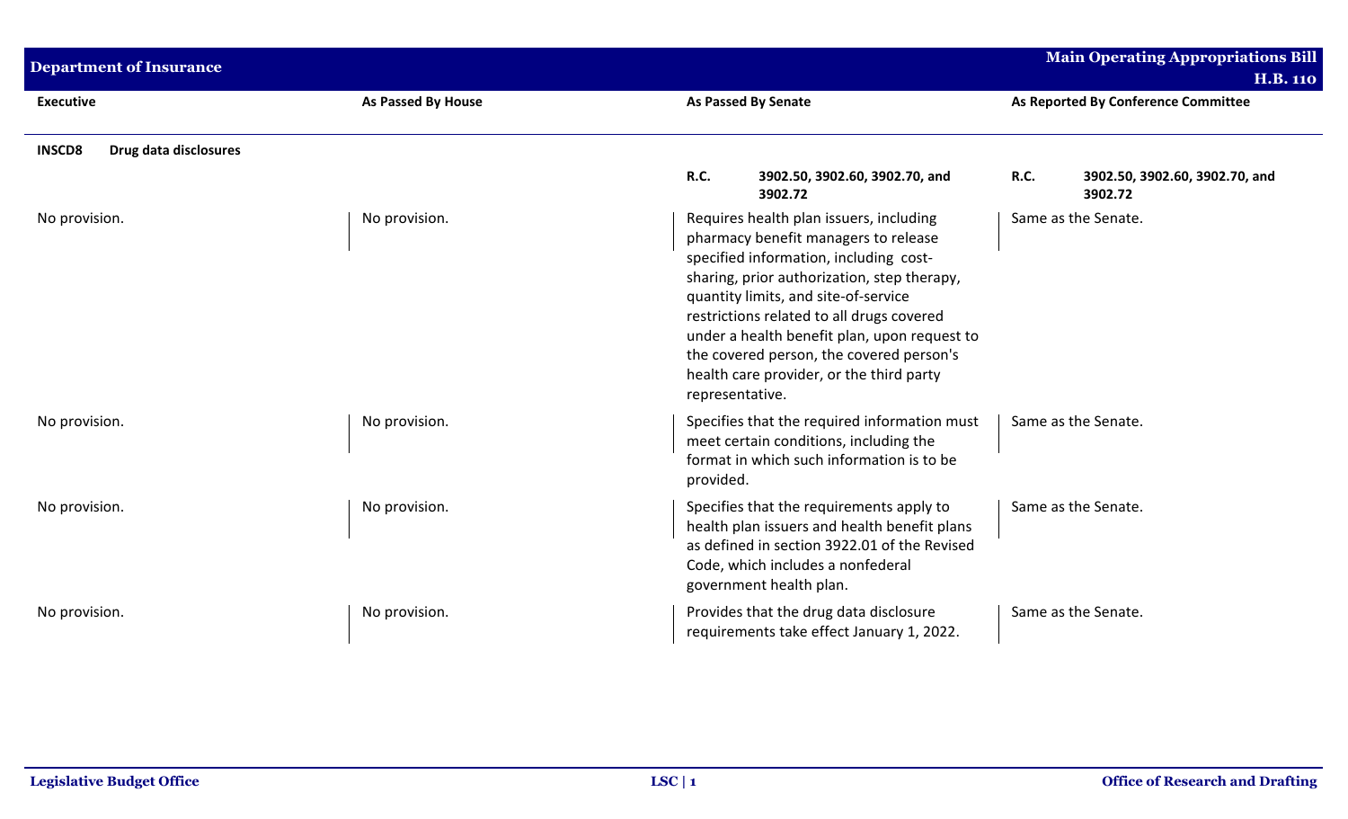**Department of Insurance** — **Main Operating Appropriations Bill H.B. 110**

| Executive | As Passed By House | As Passed By Senate | As Reported By Conference Committee |
|---|---|---|---|
| **INSCD8 Drug data disclosures** | | | |
| | | **R.C. 3902.50, 3902.60, 3902.70, and 3902.72** | **R.C. 3902.50, 3902.60, 3902.70, and 3902.72** |
| No provision. | No provision. | Requires health plan issuers, including pharmacy benefit managers to release specified information, including cost-sharing, prior authorization, step therapy, quantity limits, and site-of-service restrictions related to all drugs covered under a health benefit plan, upon request to the covered person, the covered person's health care provider, or the third party representative. | Same as the Senate. |
| No provision. | No provision. | Specifies that the required information must meet certain conditions, including the format in which such information is to be provided. | Same as the Senate. |
| No provision. | No provision. | Specifies that the requirements apply to health plan issuers and health benefit plans as defined in section 3922.01 of the Revised Code, which includes a nonfederal government health plan. | Same as the Senate. |
| No provision. | No provision. | Provides that the drug data disclosure requirements take effect January 1, 2022. | Same as the Senate. |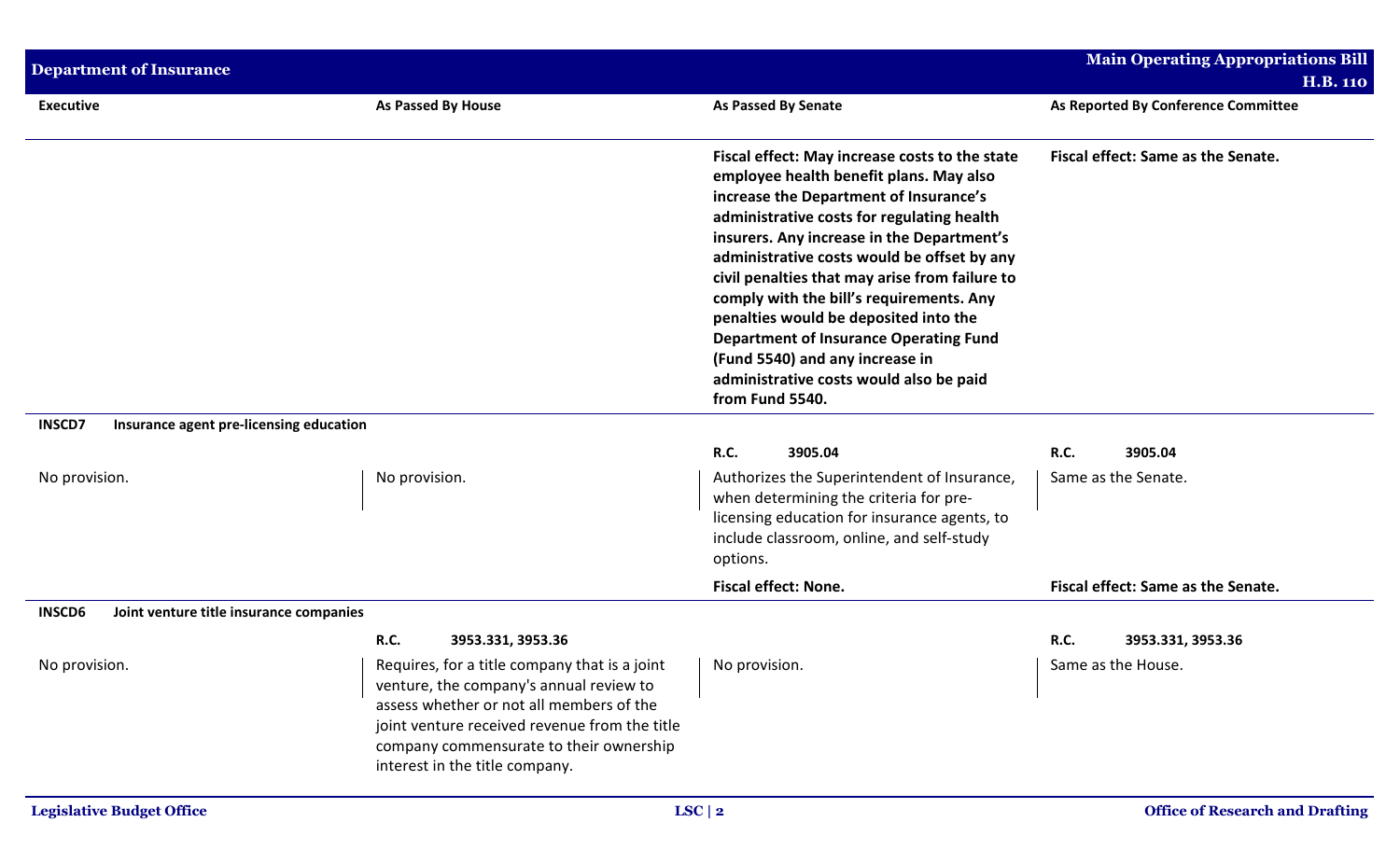| Executive | As Passed By House | As Passed By Senate | As Reported By Conference Committee |
|---|---|---|---|
| | | **Fiscal effect: May increase costs to the state employee health benefit plans. May also increase the Department of Insurance's administrative costs for regulating health insurers. Any increase in the Department's administrative costs would be offset by any civil penalties that may arise from failure to comply with the bill's requirements. Any penalties would be deposited into the Department of Insurance Operating Fund (Fund 5540) and any increase in administrative costs would also be paid from Fund 5540.** | **Fiscal effect: Same as the Senate.** |
| **INSCD7 Insurance agent pre-licensing education** | | | |
| | | **R.C. 3905.04** | **R.C. 3905.04** |
| No provision. | No provision. | Authorizes the Superintendent of Insurance, when determining the criteria for pre-licensing education for insurance agents, to include classroom, online, and self-study options. | Same as the Senate. |
| | | **Fiscal effect: None.** | **Fiscal effect: Same as the Senate.** |
| **INSCD6 Joint venture title insurance companies** | | | |
| | **R.C. 3953.331, 3953.36** | | **R.C. 3953.331, 3953.36** |
| No provision. | Requires, for a title company that is a joint venture, the company's annual review to assess whether or not all members of the joint venture received revenue from the title company commensurate to their ownership interest in the title company. | No provision. | Same as the House. |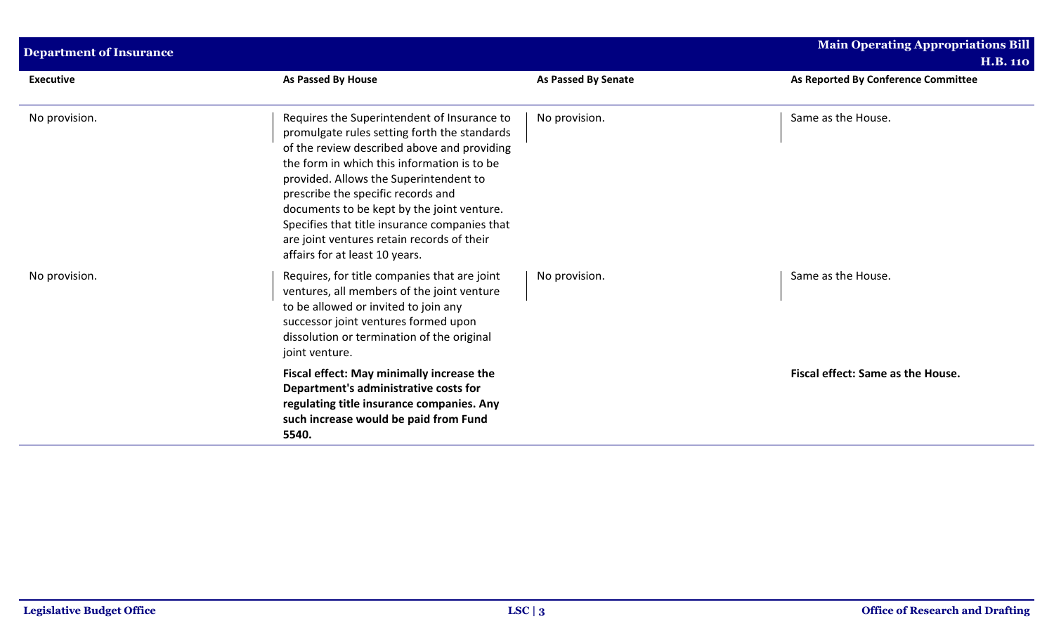| Executive | As Passed By House | As Passed By Senate | As Reported By Conference Committee |
|---|---|---|---|
| No provision. | Requires the Superintendent of Insurance to promulgate rules setting forth the standards of the review described above and providing the form in which this information is to be provided. Allows the Superintendent to prescribe the specific records and documents to be kept by the joint venture. Specifies that title insurance companies that are joint ventures retain records of their affairs for at least 10 years. | No provision. | Same as the House. |
| No provision. | Requires, for title companies that are joint ventures, all members of the joint venture to be allowed or invited to join any successor joint ventures formed upon dissolution or termination of the original joint venture. | No provision. | Same as the House. |
| | **Fiscal effect: May minimally increase the Department's administrative costs for regulating title insurance companies. Any such increase would be paid from Fund 5540.** | | **Fiscal effect: Same as the House.** |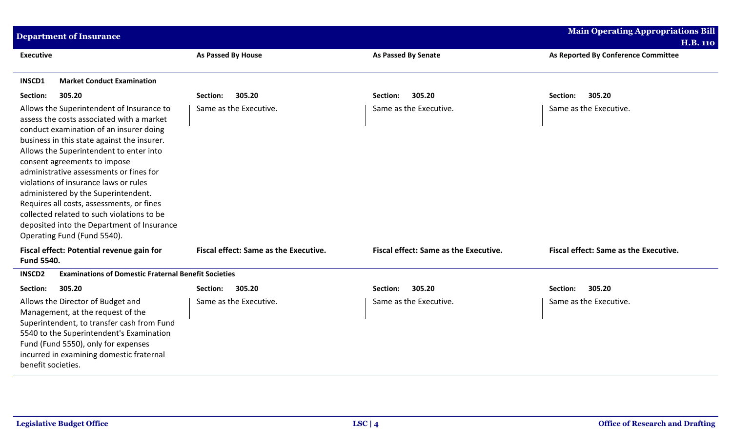| Executive | As Passed By House | As Passed By Senate | As Reported By Conference Committee |
|---|---|---|---|
| **INSCD1 Market Conduct Examination** | | | |
| **Section: 305.20** | **Section: 305.20** | **Section: 305.20** | **Section: 305.20** |
| Allows the Superintendent of Insurance to assess the costs associated with a market conduct examination of an insurer doing business in this state against the insurer. Allows the Superintendent to enter into consent agreements to impose administrative assessments or fines for violations of insurance laws or rules administered by the Superintendent. Requires all costs, assessments, or fines collected related to such violations to be deposited into the Department of Insurance Operating Fund (Fund 5540). | Same as the Executive. | Same as the Executive. | Same as the Executive. |
| **Fiscal effect: Potential revenue gain for Fund 5540.** | **Fiscal effect: Same as the Executive.** | **Fiscal effect: Same as the Executive.** | **Fiscal effect: Same as the Executive.** |
| **INSCD2 Examinations of Domestic Fraternal Benefit Societies** | | | |
| **Section: 305.20** | **Section: 305.20** | **Section: 305.20** | **Section: 305.20** |
| Allows the Director of Budget and Management, at the request of the Superintendent, to transfer cash from Fund 5540 to the Superintendent's Examination Fund (Fund 5550), only for expenses incurred in examining domestic fraternal benefit societies. | Same as the Executive. | Same as the Executive. | Same as the Executive. |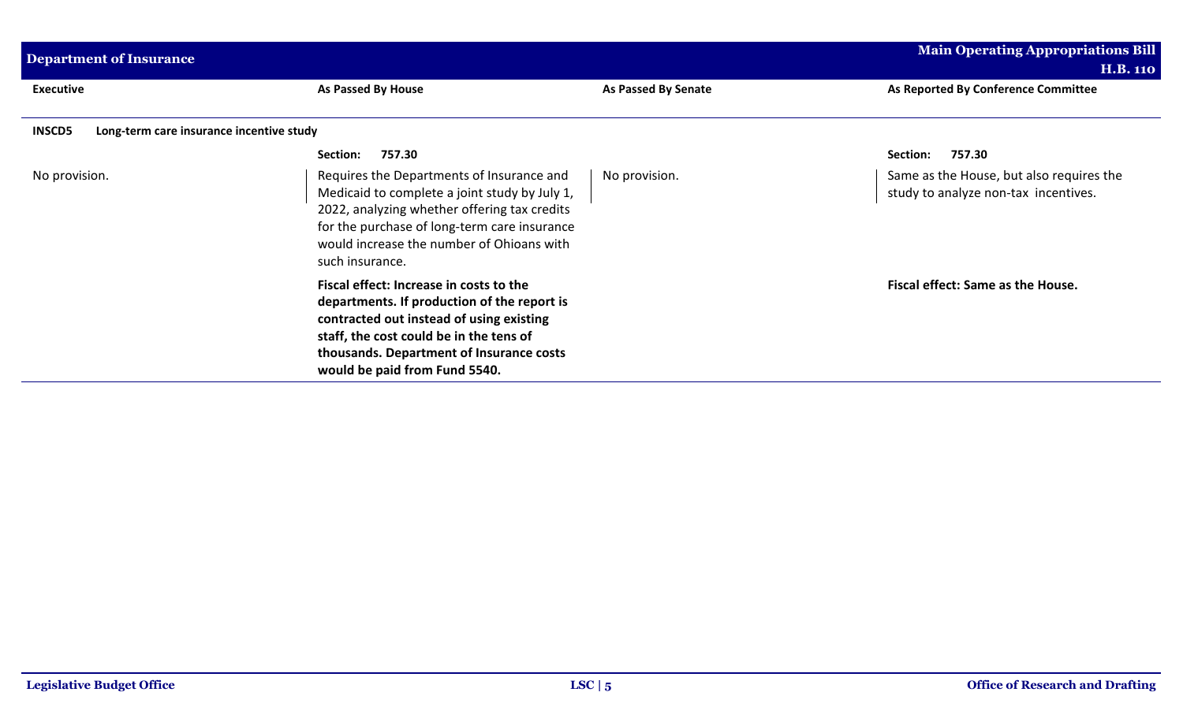| Executive | As Passed By House | As Passed By Senate | As Reported By Conference Committee |
|---|---|---|---|
| **INSCD5 Long-term care insurance incentive study** | | | |
| | Section: 757.30 | | Section: 757.30 |
| No provision. | Requires the Departments of Insurance and Medicaid to complete a joint study by July 1, 2022, analyzing whether offering tax credits for the purchase of long-term care insurance would increase the number of Ohioans with such insurance. | No provision. | Same as the House, but also requires the study to analyze non-tax incentives. |
| | **Fiscal effect: Increase in costs to the departments. If production of the report is contracted out instead of using existing staff, the cost could be in the tens of thousands. Department of Insurance costs would be paid from Fund 5540.** | | **Fiscal effect: Same as the House.** |